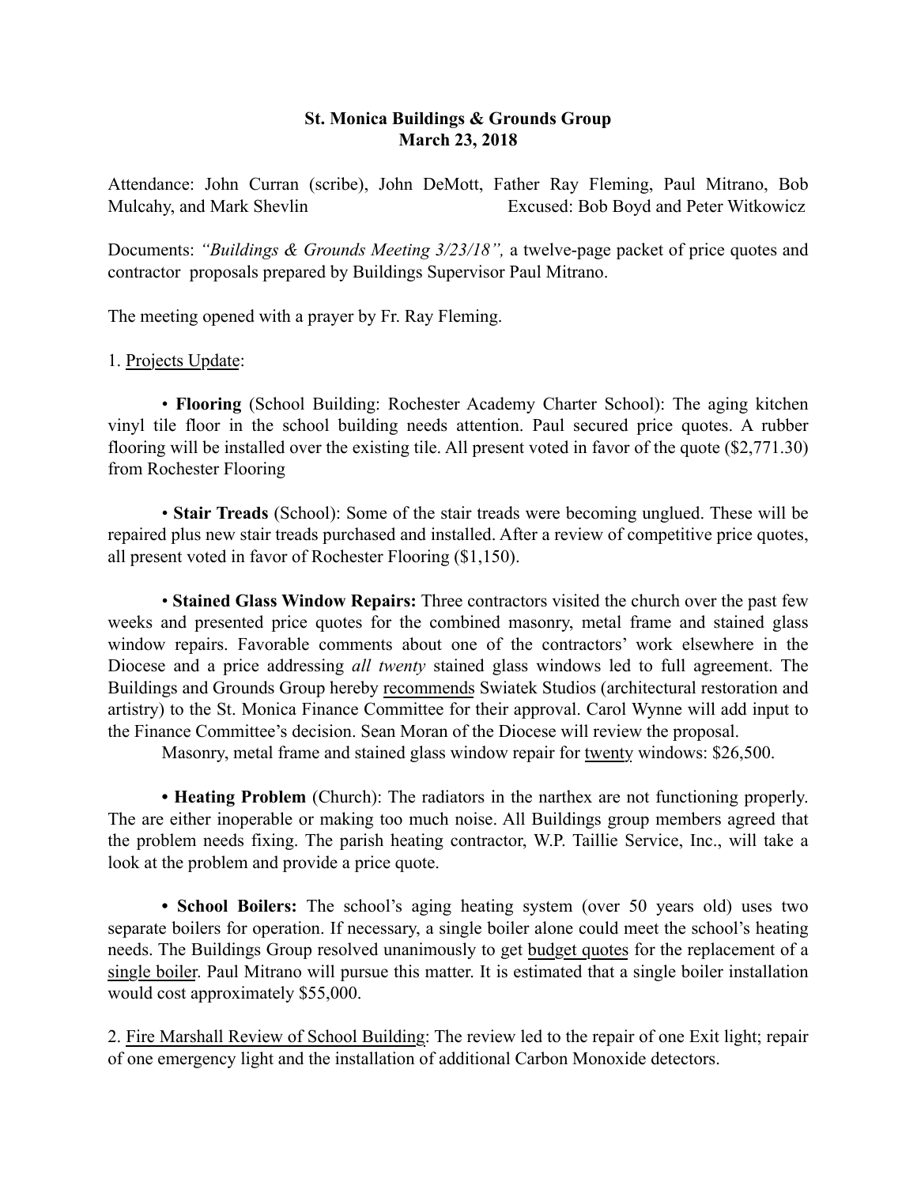# St. Monica Buildings & Grounds Group
## March 23, 2018

Attendance: John Curran (scribe), John DeMott, Father Ray Fleming, Paul Mitrano, Bob Mulcahy, and Mark Shevlin Excused: Bob Boyd and Peter Witkowicz

Documents: *"Buildings & Grounds Meeting 3/23/18",* a twelve-page packet of price quotes and contractor proposals prepared by Buildings Supervisor Paul Mitrano.

The meeting opened with a prayer by Fr. Ray Fleming.

1. Projects Update:

• **Flooring** (School Building: Rochester Academy Charter School): The aging kitchen vinyl tile floor in the school building needs attention. Paul secured price quotes. A rubber flooring will be installed over the existing tile. All present voted in favor of the quote ($2,771.30) from Rochester Flooring

• **Stair Treads** (School): Some of the stair treads were becoming unglued. These will be repaired plus new stair treads purchased and installed. After a review of competitive price quotes, all present voted in favor of Rochester Flooring ($1,150).

• **Stained Glass Window Repairs:** Three contractors visited the church over the past few weeks and presented price quotes for the combined masonry, metal frame and stained glass window repairs. Favorable comments about one of the contractors' work elsewhere in the Diocese and a price addressing *all twenty* stained glass windows led to full agreement. The Buildings and Grounds Group hereby recommends Swiatek Studios (architectural restoration and artistry) to the St. Monica Finance Committee for their approval. Carol Wynne will add input to the Finance Committee's decision. Sean Moran of the Diocese will review the proposal.

Masonry, metal frame and stained glass window repair for twenty windows: $26,500.

• **Heating Problem** (Church): The radiators in the narthex are not functioning properly. The are either inoperable or making too much noise. All Buildings group members agreed that the problem needs fixing. The parish heating contractor, W.P. Taillie Service, Inc., will take a look at the problem and provide a price quote.

• **School Boilers:** The school's aging heating system (over 50 years old) uses two separate boilers for operation. If necessary, a single boiler alone could meet the school's heating needs. The Buildings Group resolved unanimously to get budget quotes for the replacement of a single boiler. Paul Mitrano will pursue this matter. It is estimated that a single boiler installation would cost approximately $55,000.

2. Fire Marshall Review of School Building: The review led to the repair of one Exit light; repair of one emergency light and the installation of additional Carbon Monoxide detectors.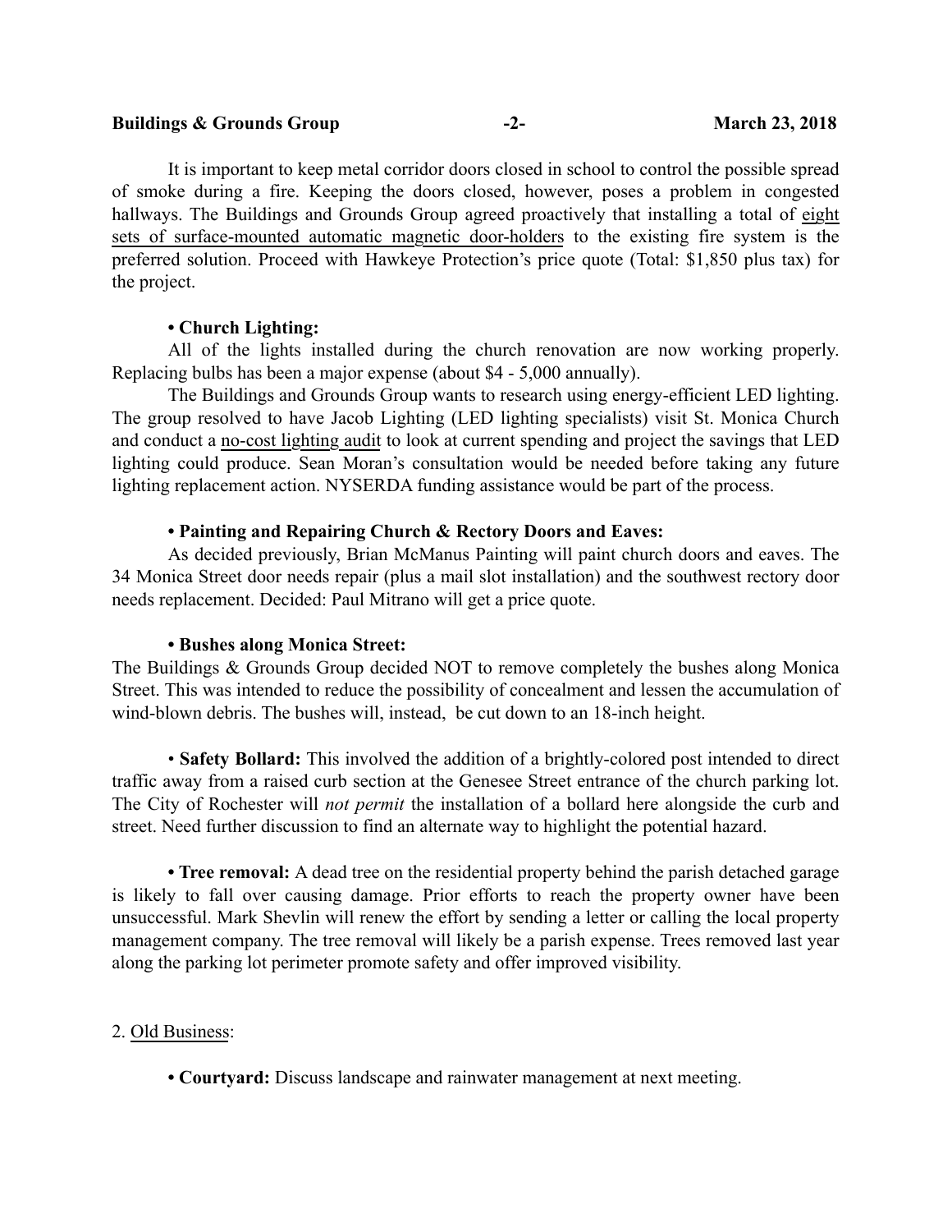It is important to keep metal corridor doors closed in school to control the possible spread of smoke during a fire. Keeping the doors closed, however, poses a problem in congested hallways. The Buildings and Grounds Group agreed proactively that installing a total of <u>eight sets of surface-mounted automatic magnetic door-holders</u> to the existing fire system is the preferred solution. Proceed with Hawkeye Protection's price quote (Total: $1,850 plus tax) for the project.

**• Church Lighting:**

All of the lights installed during the church renovation are now working properly. Replacing bulbs has been a major expense (about $4 - 5,000 annually).

The Buildings and Grounds Group wants to research using energy-efficient LED lighting. The group resolved to have Jacob Lighting (LED lighting specialists) visit St. Monica Church and conduct a <u>no-cost lighting audit</u> to look at current spending and project the savings that LED lighting could produce. Sean Moran's consultation would be needed before taking any future lighting replacement action. NYSERDA funding assistance would be part of the process.

**• Painting and Repairing Church & Rectory Doors and Eaves:**

As decided previously, Brian McManus Painting will paint church doors and eaves. The 34 Monica Street door needs repair (plus a mail slot installation) and the southwest rectory door needs replacement. Decided: Paul Mitrano will get a price quote.

**• Bushes along Monica Street:**

The Buildings & Grounds Group decided NOT to remove completely the bushes along Monica Street. This was intended to reduce the possibility of concealment and lessen the accumulation of wind-blown debris. The bushes will, instead, be cut down to an 18-inch height.

• **Safety Bollard:** This involved the addition of a brightly-colored post intended to direct traffic away from a raised curb section at the Genesee Street entrance of the church parking lot. The City of Rochester will *not permit* the installation of a bollard here alongside the curb and street. Need further discussion to find an alternate way to highlight the potential hazard.

**• Tree removal:** A dead tree on the residential property behind the parish detached garage is likely to fall over causing damage. Prior efforts to reach the property owner have been unsuccessful. Mark Shevlin will renew the effort by sending a letter or calling the local property management company. The tree removal will likely be a parish expense. Trees removed last year along the parking lot perimeter promote safety and offer improved visibility.

2. <u>Old Business</u>:

**• Courtyard:** Discuss landscape and rainwater management at next meeting.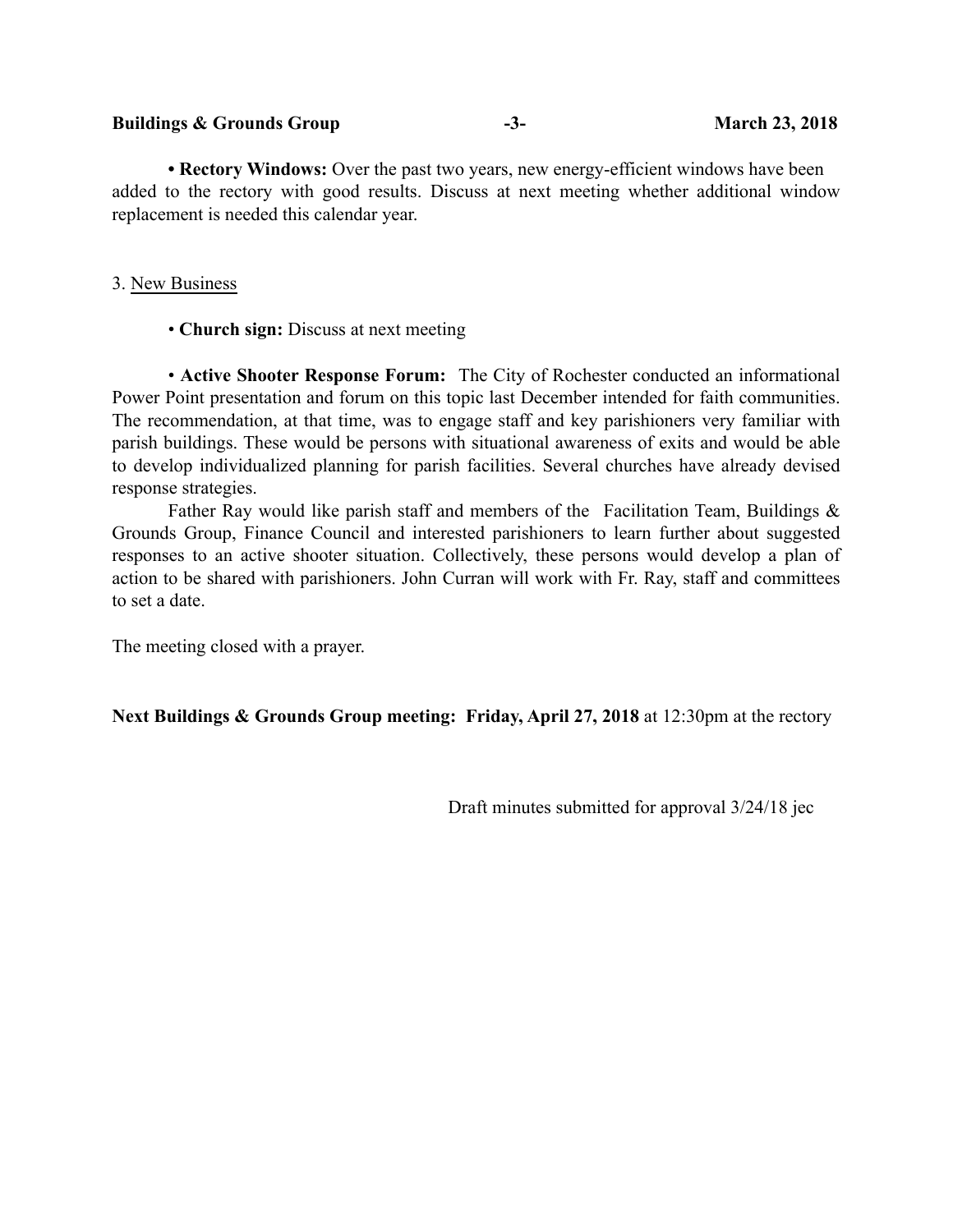**• Rectory Windows:** Over the past two years, new energy-efficient windows have been added to the rectory with good results. Discuss at next meeting whether additional window replacement is needed this calendar year.

3. New Business

• **Church sign:** Discuss at next meeting

• **Active Shooter Response Forum:** The City of Rochester conducted an informational Power Point presentation and forum on this topic last December intended for faith communities. The recommendation, at that time, was to engage staff and key parishioners very familiar with parish buildings. These would be persons with situational awareness of exits and would be able to develop individualized planning for parish facilities. Several churches have already devised response strategies.

Father Ray would like parish staff and members of the Facilitation Team, Buildings & Grounds Group, Finance Council and interested parishioners to learn further about suggested responses to an active shooter situation. Collectively, these persons would develop a plan of action to be shared with parishioners. John Curran will work with Fr. Ray, staff and committees to set a date.

The meeting closed with a prayer.

**Next Buildings & Grounds Group meeting: Friday, April 27, 2018** at 12:30pm at the rectory

Draft minutes submitted for approval 3/24/18 jec